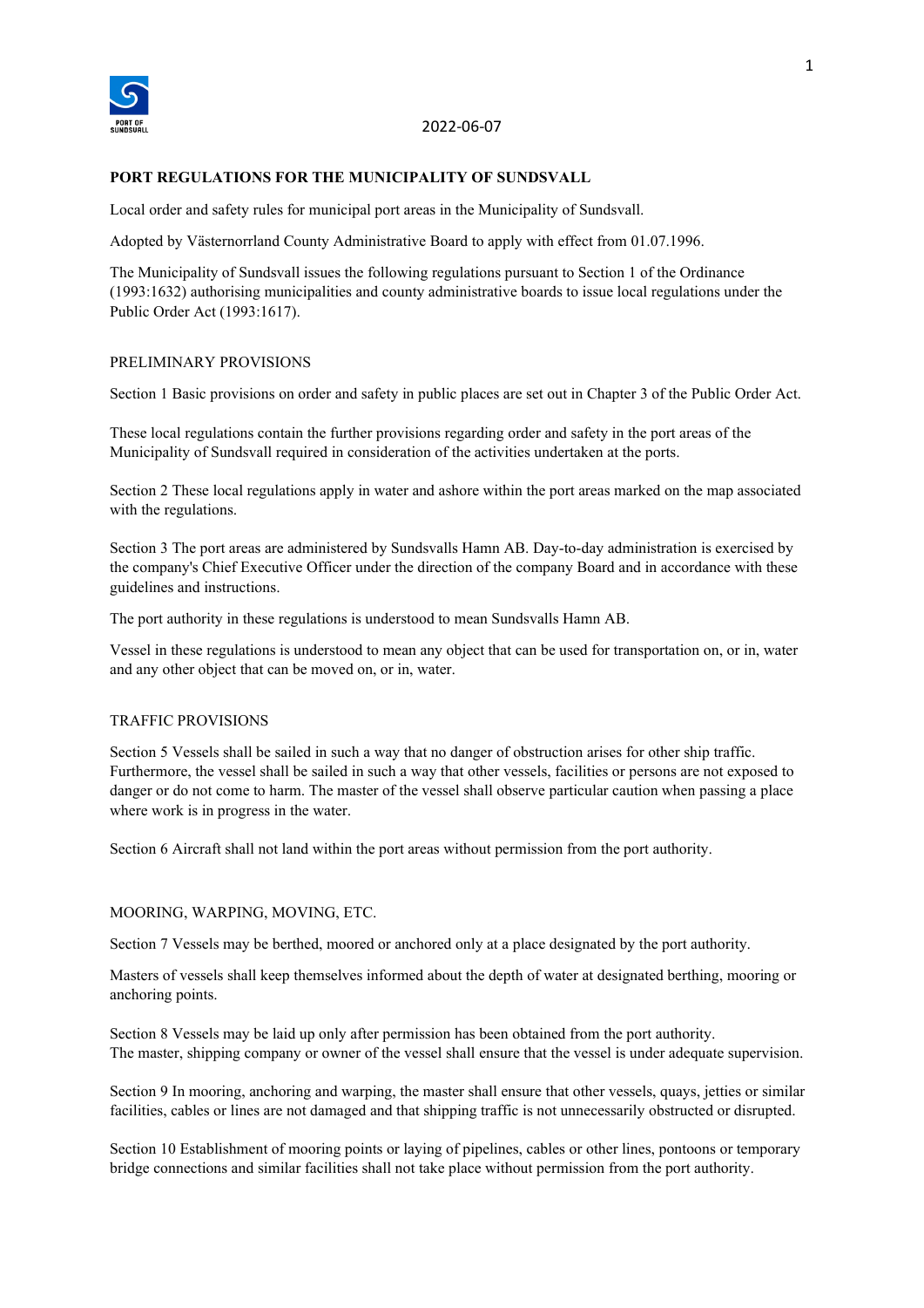2022-06-07

# PORT REGULATIONS FOR THE MUNICIPALITY OF SUNDSVALL

Local order and safety rules for municipal port areas in the Municipality of Sundsvall.

Adopted by Västernorrland County Administrative Board to apply with effect from 01.07.1996.

The Municipality of Sundsvall issues the following regulations pursuant to Section 1 of the Ordinance (1993:1632) authorising municipalities and county administrative boards to issue local regulations under the Public Order Act (1993:1617).

## PRELIMINARY PROVISIONS

Section 1 Basic provisions on order and safety in public places are set out in Chapter 3 of the Public Order Act.

These local regulations contain the further provisions regarding order and safety in the port areas of the Municipality of Sundsvall required in consideration of the activities undertaken at the ports.

Section 2 These local regulations apply in water and ashore within the port areas marked on the map associated with the regulations.

Section 3 The port areas are administered by Sundsvalls Hamn AB. Day-to-day administration is exercised by the company's Chief Executive Officer under the direction of the company Board and in accordance with these guidelines and instructions.

The port authority in these regulations is understood to mean Sundsvalls Hamn AB.

Vessel in these regulations is understood to mean any object that can be used for transportation on, or in, water and any other object that can be moved on, or in, water.

## TRAFFIC PROVISIONS

Section 5 Vessels shall be sailed in such a way that no danger of obstruction arises for other ship traffic. Furthermore, the vessel shall be sailed in such a way that other vessels, facilities or persons are not exposed to danger or do not come to harm. The master of the vessel shall observe particular caution when passing a place where work is in progress in the water.

Section 6 Aircraft shall not land within the port areas without permission from the port authority.

## MOORING, WARPING, MOVING, ETC.

Section 7 Vessels may be berthed, moored or anchored only at a place designated by the port authority.

Masters of vessels shall keep themselves informed about the depth of water at designated berthing, mooring or anchoring points.

Section 8 Vessels may be laid up only after permission has been obtained from the port authority.
The master, shipping company or owner of the vessel shall ensure that the vessel is under adequate supervision.

Section 9 In mooring, anchoring and warping, the master shall ensure that other vessels, quays, jetties or similar facilities, cables or lines are not damaged and that shipping traffic is not unnecessarily obstructed or disrupted.

Section 10 Establishment of mooring points or laying of pipelines, cables or other lines, pontoons or temporary bridge connections and similar facilities shall not take place without permission from the port authority.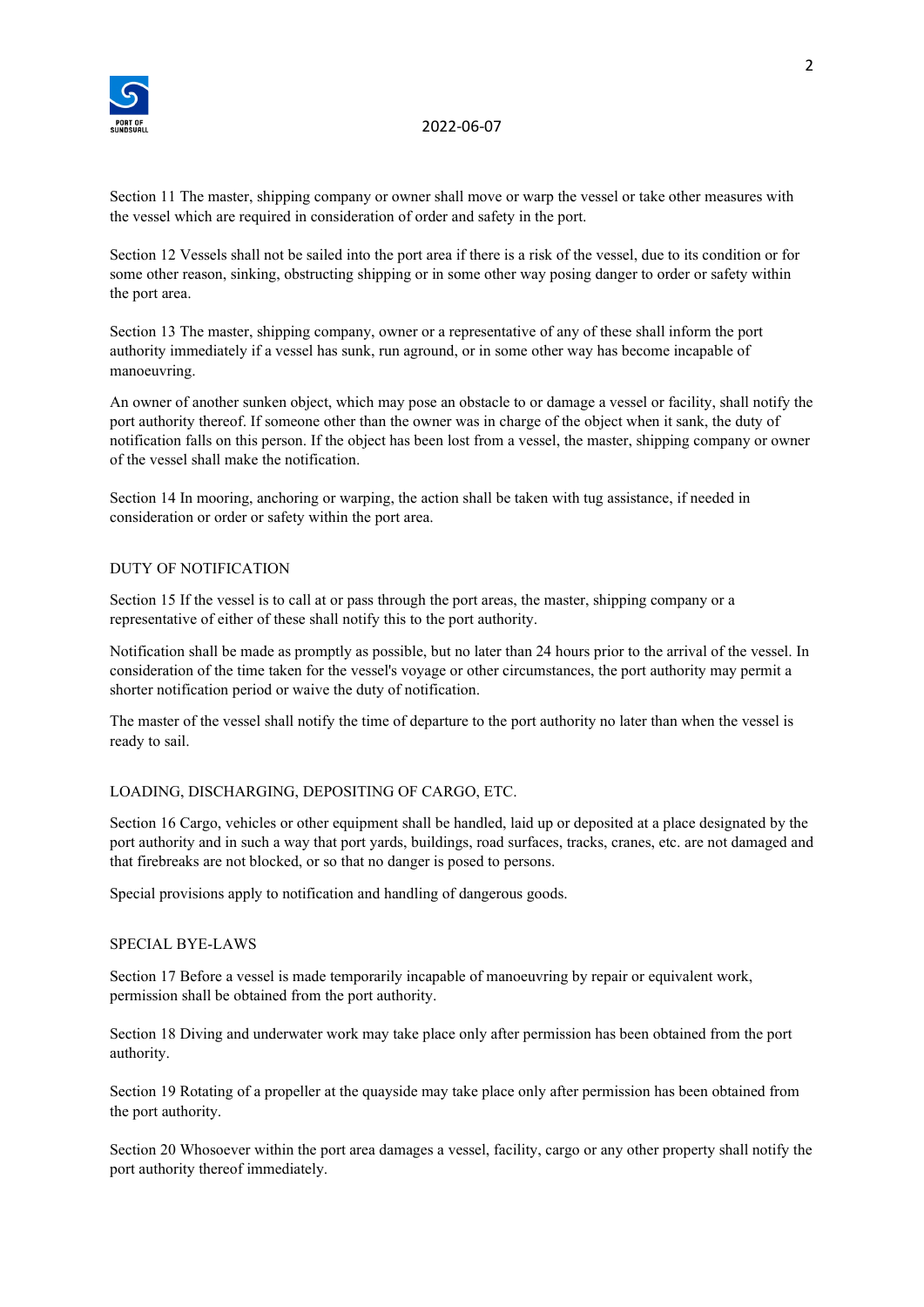Section 11 The master, shipping company or owner shall move or warp the vessel or take other measures with the vessel which are required in consideration of order and safety in the port.

Section 12 Vessels shall not be sailed into the port area if there is a risk of the vessel, due to its condition or for some other reason, sinking, obstructing shipping or in some other way posing danger to order or safety within the port area.

Section 13 The master, shipping company, owner or a representative of any of these shall inform the port authority immediately if a vessel has sunk, run aground, or in some other way has become incapable of manoeuvring.

An owner of another sunken object, which may pose an obstacle to or damage a vessel or facility, shall notify the port authority thereof. If someone other than the owner was in charge of the object when it sank, the duty of notification falls on this person. If the object has been lost from a vessel, the master, shipping company or owner of the vessel shall make the notification.

Section 14 In mooring, anchoring or warping, the action shall be taken with tug assistance, if needed in consideration or order or safety within the port area.

## DUTY OF NOTIFICATION

Section 15 If the vessel is to call at or pass through the port areas, the master, shipping company or a representative of either of these shall notify this to the port authority.

Notification shall be made as promptly as possible, but no later than 24 hours prior to the arrival of the vessel. In consideration of the time taken for the vessel's voyage or other circumstances, the port authority may permit a shorter notification period or waive the duty of notification.

The master of the vessel shall notify the time of departure to the port authority no later than when the vessel is ready to sail.

## LOADING, DISCHARGING, DEPOSITING OF CARGO, ETC.

Section 16 Cargo, vehicles or other equipment shall be handled, laid up or deposited at a place designated by the port authority and in such a way that port yards, buildings, road surfaces, tracks, cranes, etc. are not damaged and that firebreaks are not blocked, or so that no danger is posed to persons.

Special provisions apply to notification and handling of dangerous goods.

## SPECIAL BYE-LAWS

Section 17 Before a vessel is made temporarily incapable of manoeuvring by repair or equivalent work, permission shall be obtained from the port authority.

Section 18 Diving and underwater work may take place only after permission has been obtained from the port authority.

Section 19 Rotating of a propeller at the quayside may take place only after permission has been obtained from the port authority.

Section 20 Whosoever within the port area damages a vessel, facility, cargo or any other property shall notify the port authority thereof immediately.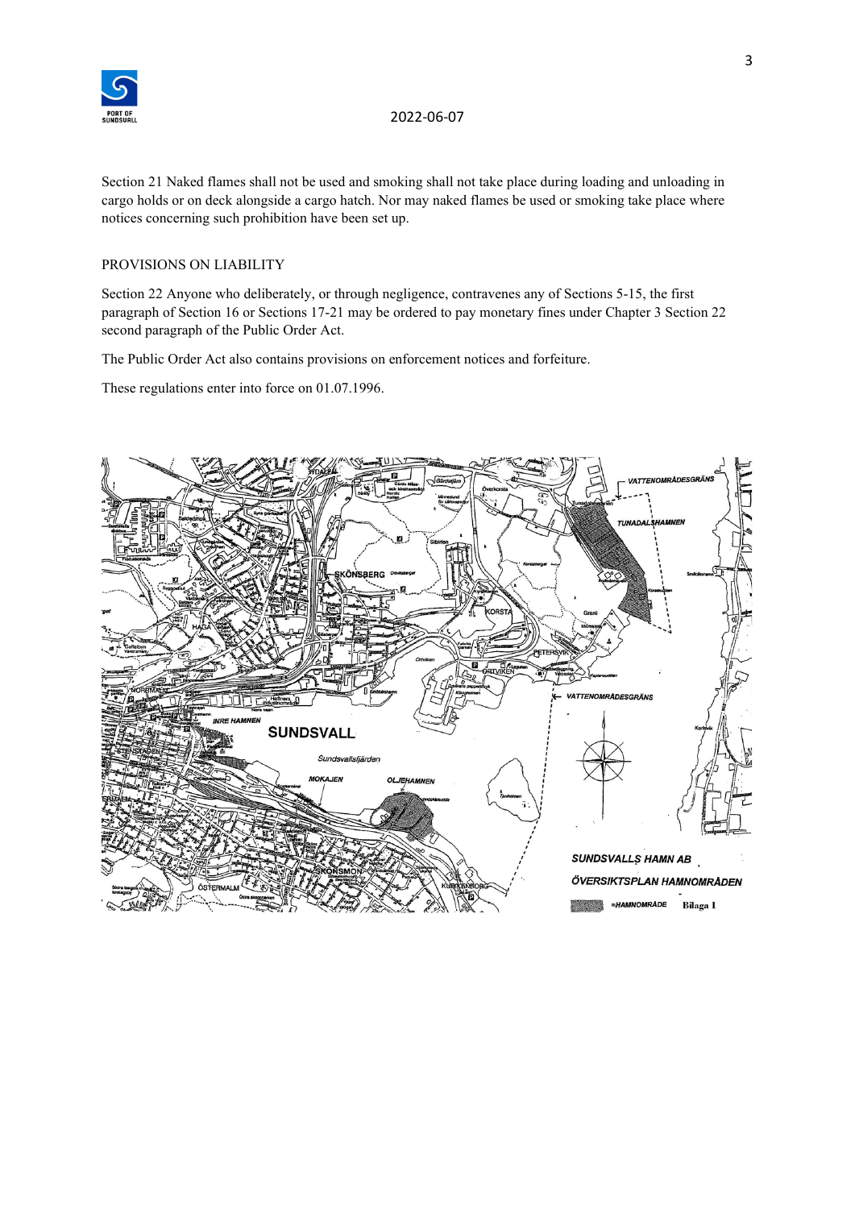Section 21 Naked flames shall not be used and smoking shall not take place during loading and unloading in cargo holds or on deck alongside a cargo hatch. Nor may naked flames be used or smoking take place where notices concerning such prohibition have been set up.

## PROVISIONS ON LIABILITY

Section 22 Anyone who deliberately, or through negligence, contravenes any of Sections 5-15, the first paragraph of Section 16 or Sections 17-21 may be ordered to pay monetary fines under Chapter 3 Section 22 second paragraph of the Public Order Act.

The Public Order Act also contains provisions on enforcement notices and forfeiture.

These regulations enter into force on 01.07.1996.

SUNDSVALLS HAMN AB

ÖVERSIKTSPLAN HAMNOMRÅDEN

=HAMNOMRÅDE Bilaga 1